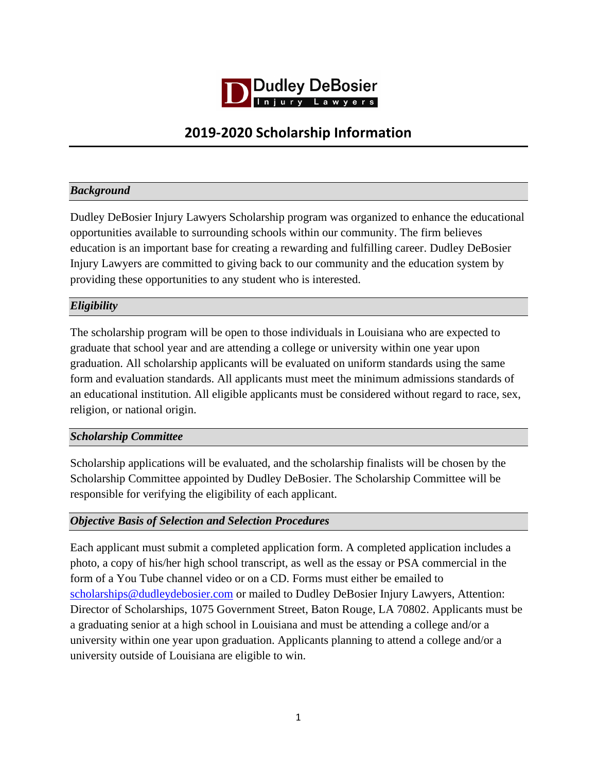Dudley DeBosier
Injury Lawyers

# 2019-2020 Scholarship Information

## *Background*

Dudley DeBosier Injury Lawyers Scholarship program was organized to enhance the educational opportunities available to surrounding schools within our community. The firm believes education is an important base for creating a rewarding and fulfilling career. Dudley DeBosier Injury Lawyers are committed to giving back to our community and the education system by providing these opportunities to any student who is interested.

## *Eligibility*

The scholarship program will be open to those individuals in Louisiana who are expected to graduate that school year and are attending a college or university within one year upon graduation. All scholarship applicants will be evaluated on uniform standards using the same form and evaluation standards. All applicants must meet the minimum admissions standards of an educational institution. All eligible applicants must be considered without regard to race, sex, religion, or national origin.

## *Scholarship Committee*

Scholarship applications will be evaluated, and the scholarship finalists will be chosen by the Scholarship Committee appointed by Dudley DeBosier. The Scholarship Committee will be responsible for verifying the eligibility of each applicant.

## *Objective Basis of Selection and Selection Procedures*

Each applicant must submit a completed application form. A completed application includes a photo, a copy of his/her high school transcript, as well as the essay or PSA commercial in the form of a You Tube channel video or on a CD. Forms must either be emailed to scholarships@dudleydebosier.com or mailed to Dudley DeBosier Injury Lawyers, Attention: Director of Scholarships, 1075 Government Street, Baton Rouge, LA 70802. Applicants must be a graduating senior at a high school in Louisiana and must be attending a college and/or a university within one year upon graduation. Applicants planning to attend a college and/or a university outside of Louisiana are eligible to win.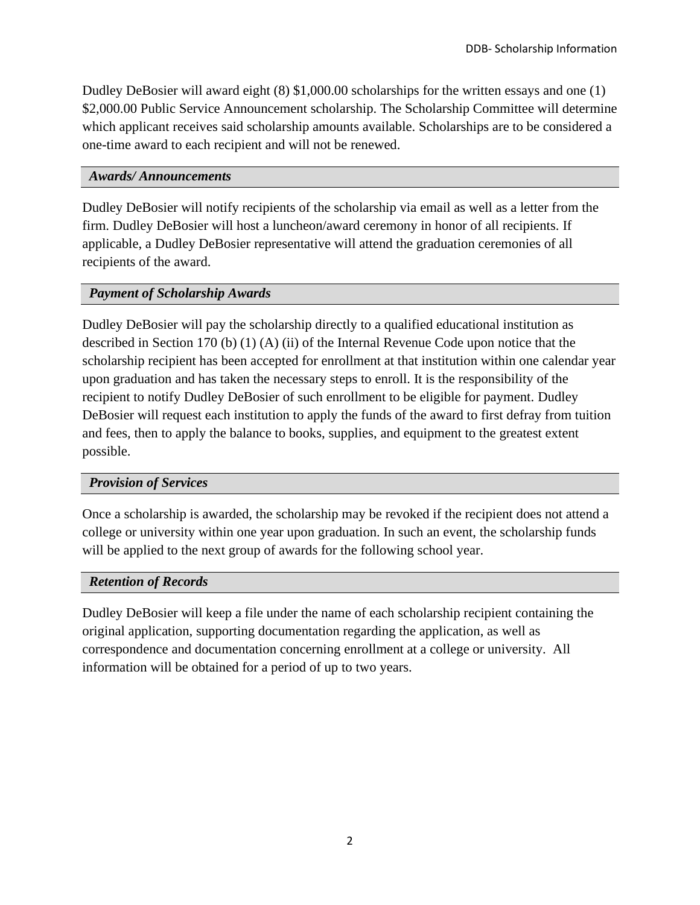Dudley DeBosier will award eight (8) $1,000.00 scholarships for the written essays and one (1) $2,000.00 Public Service Announcement scholarship. The Scholarship Committee will determine which applicant receives said scholarship amounts available. Scholarships are to be considered a one-time award to each recipient and will not be renewed.

### *Awards/ Announcements*

Dudley DeBosier will notify recipients of the scholarship via email as well as a letter from the firm. Dudley DeBosier will host a luncheon/award ceremony in honor of all recipients. If applicable, a Dudley DeBosier representative will attend the graduation ceremonies of all recipients of the award.

### *Payment of Scholarship Awards*

Dudley DeBosier will pay the scholarship directly to a qualified educational institution as described in Section 170 (b) (1) (A) (ii) of the Internal Revenue Code upon notice that the scholarship recipient has been accepted for enrollment at that institution within one calendar year upon graduation and has taken the necessary steps to enroll. It is the responsibility of the recipient to notify Dudley DeBosier of such enrollment to be eligible for payment. Dudley DeBosier will request each institution to apply the funds of the award to first defray from tuition and fees, then to apply the balance to books, supplies, and equipment to the greatest extent possible.

### *Provision of Services*

Once a scholarship is awarded, the scholarship may be revoked if the recipient does not attend a college or university within one year upon graduation. In such an event, the scholarship funds will be applied to the next group of awards for the following school year.

### *Retention of Records*

Dudley DeBosier will keep a file under the name of each scholarship recipient containing the original application, supporting documentation regarding the application, as well as correspondence and documentation concerning enrollment at a college or university. All information will be obtained for a period of up to two years.